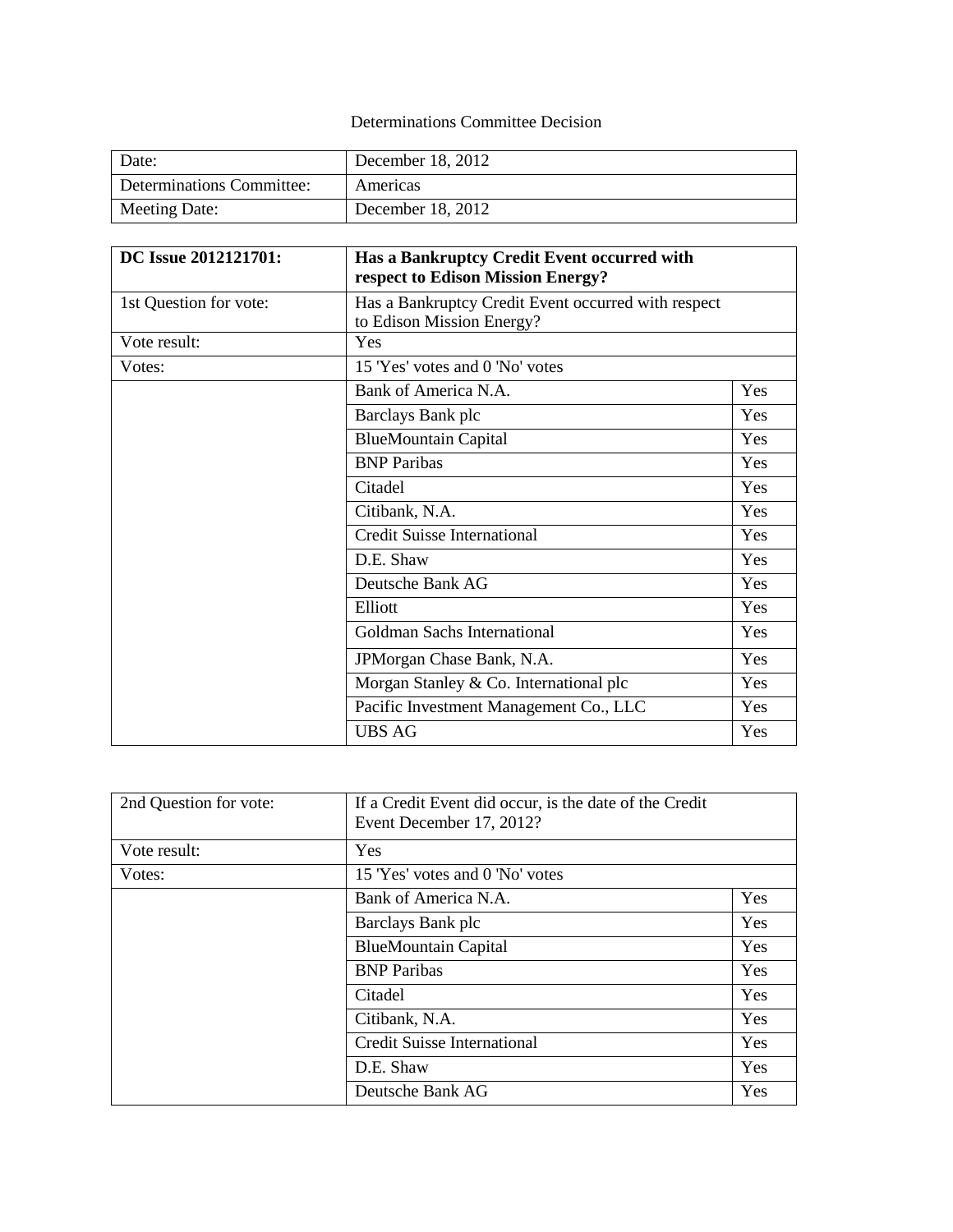Determinations Committee Decision

| Date: | December 18, 2012 |
|---|---|
| Determinations Committee: | Americas |
| Meeting Date: | December 18, 2012 |

| **DC Issue 2012121701:** | **Has a Bankruptcy Credit Event occurred with respect to Edison Mission Energy?** | |
|---|---|---|
| 1st Question for vote: | Has a Bankruptcy Credit Event occurred with respect to Edison Mission Energy? | |
| Vote result: | Yes | |
| Votes: | 15 'Yes' votes and 0 'No' votes | |
| | Bank of America N.A. | Yes |
| | Barclays Bank plc | Yes |
| | BlueMountain Capital | Yes |
| | BNP Paribas | Yes |
| | Citadel | Yes |
| | Citibank, N.A. | Yes |
| | Credit Suisse International | Yes |
| | D.E. Shaw | Yes |
| | Deutsche Bank AG | Yes |
| | Elliott | Yes |
| | Goldman Sachs International | Yes |
| | JPMorgan Chase Bank, N.A. | Yes |
| | Morgan Stanley & Co. International plc | Yes |
| | Pacific Investment Management Co., LLC | Yes |
| | UBS AG | Yes |

| 2nd Question for vote: | If a Credit Event did occur, is the date of the Credit Event December 17, 2012? | |
|---|---|---|
| Vote result: | Yes | |
| Votes: | 15 'Yes' votes and 0 'No' votes | |
| | Bank of America N.A. | Yes |
| | Barclays Bank plc | Yes |
| | BlueMountain Capital | Yes |
| | BNP Paribas | Yes |
| | Citadel | Yes |
| | Citibank, N.A. | Yes |
| | Credit Suisse International | Yes |
| | D.E. Shaw | Yes |
| | Deutsche Bank AG | Yes |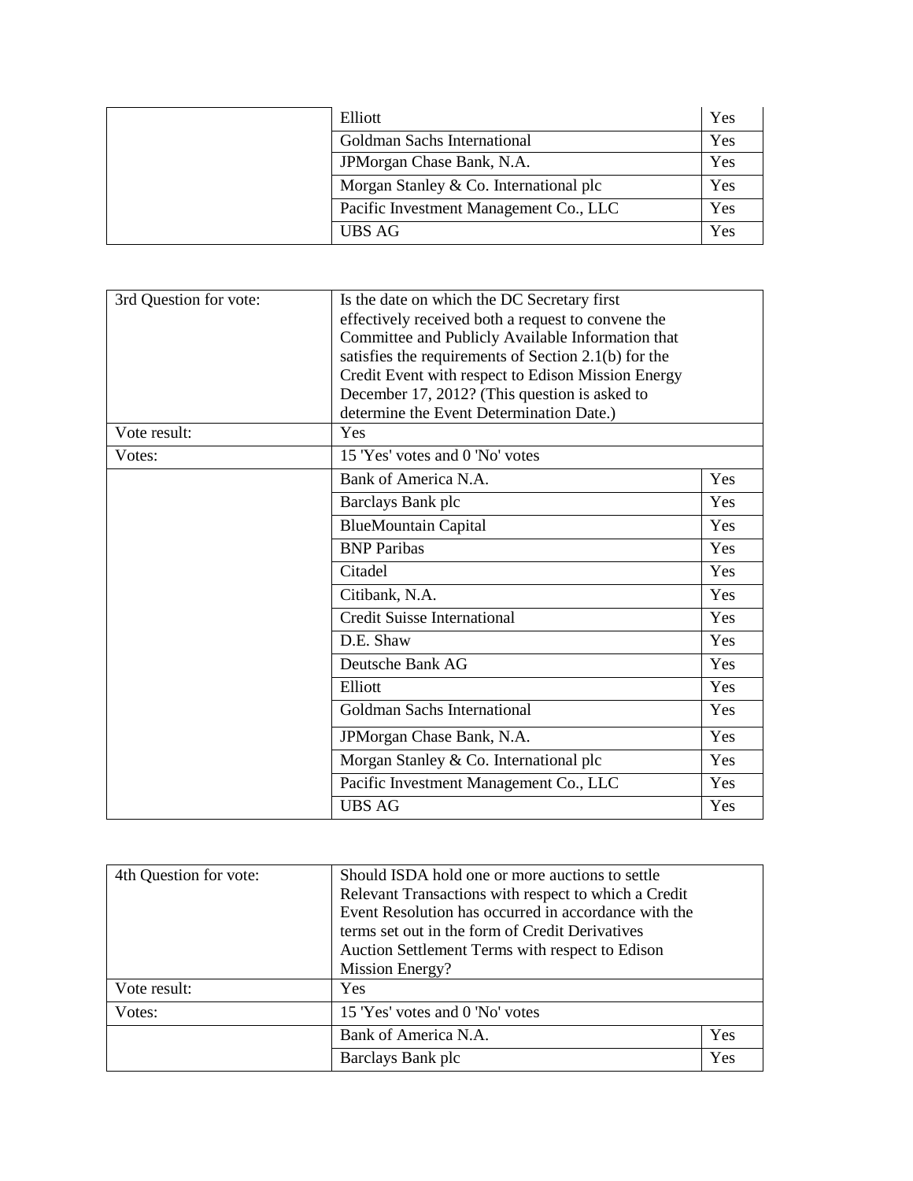| | | |
|---|---|---|
| | Elliott | Yes |
| | Goldman Sachs International | Yes |
| | JPMorgan Chase Bank, N.A. | Yes |
| | Morgan Stanley & Co. International plc | Yes |
| | Pacific Investment Management Co., LLC | Yes |
| | UBS AG | Yes |

| 3rd Question for vote: | Is the date on which the DC Secretary first effectively received both a request to convene the Committee and Publicly Available Information that satisfies the requirements of Section 2.1(b) for the Credit Event with respect to Edison Mission Energy December 17, 2012? (This question is asked to determine the Event Determination Date.) | |
|---|---|---|
| Vote result: | Yes | |
| Votes: | 15 'Yes' votes and 0 'No' votes | |
| | Bank of America N.A. | Yes |
| | Barclays Bank plc | Yes |
| | BlueMountain Capital | Yes |
| | BNP Paribas | Yes |
| | Citadel | Yes |
| | Citibank, N.A. | Yes |
| | Credit Suisse International | Yes |
| | D.E. Shaw | Yes |
| | Deutsche Bank AG | Yes |
| | Elliott | Yes |
| | Goldman Sachs International | Yes |
| | JPMorgan Chase Bank, N.A. | Yes |
| | Morgan Stanley & Co. International plc | Yes |
| | Pacific Investment Management Co., LLC | Yes |
| | UBS AG | Yes |

| 4th Question for vote: | Should ISDA hold one or more auctions to settle Relevant Transactions with respect to which a Credit Event Resolution has occurred in accordance with the terms set out in the form of Credit Derivatives Auction Settlement Terms with respect to Edison Mission Energy? | |
|---|---|---|
| Vote result: | Yes | |
| Votes: | 15 'Yes' votes and 0 'No' votes | |
| | Bank of America N.A. | Yes |
| | Barclays Bank plc | Yes |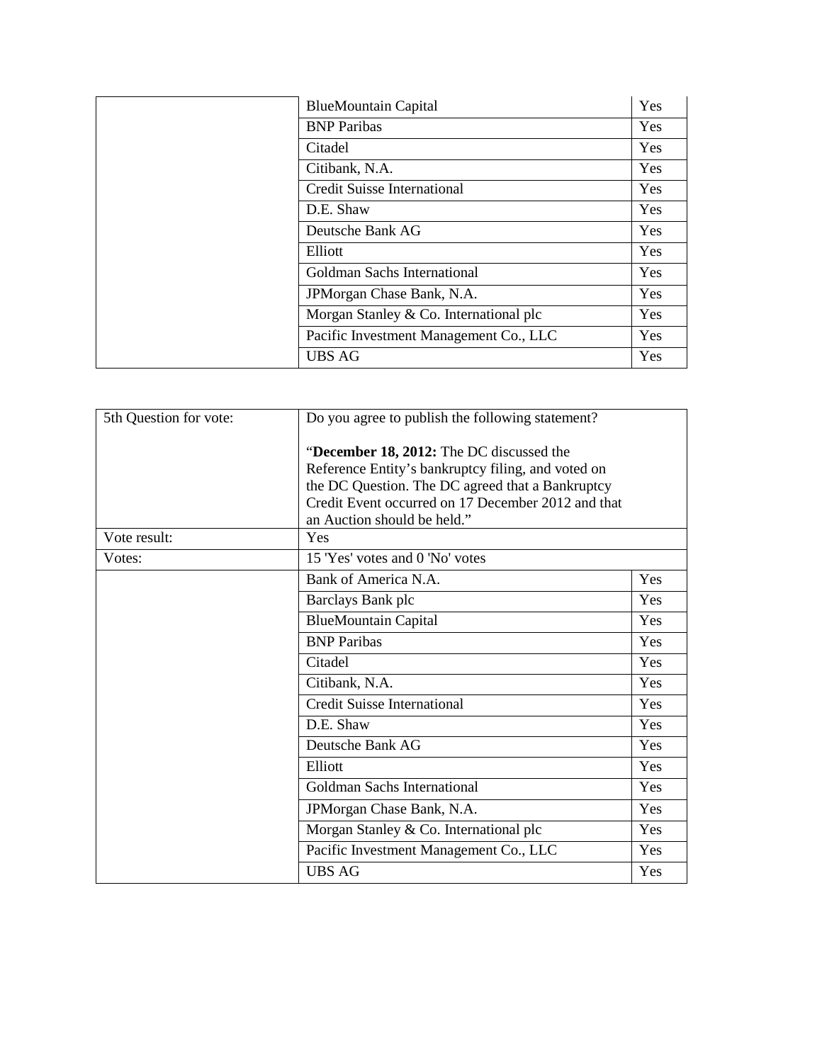| | | |
|---|---|---|
| | BlueMountain Capital | Yes |
| | BNP Paribas | Yes |
| | Citadel | Yes |
| | Citibank, N.A. | Yes |
| | Credit Suisse International | Yes |
| | D.E. Shaw | Yes |
| | Deutsche Bank AG | Yes |
| | Elliott | Yes |
| | Goldman Sachs International | Yes |
| | JPMorgan Chase Bank, N.A. | Yes |
| | Morgan Stanley & Co. International plc | Yes |
| | Pacific Investment Management Co., LLC | Yes |
| | UBS AG | Yes |

| | | |
|---|---|---|
| 5th Question for vote: | Do you agree to publish the following statement?<br><br>"**December 18, 2012:** The DC discussed the Reference Entity's bankruptcy filing, and voted on the DC Question. The DC agreed that a Bankruptcy Credit Event occurred on 17 December 2012 and that an Auction should be held." | |
| Vote result: | Yes | |
| Votes: | 15 'Yes' votes and 0 'No' votes | |
| | Bank of America N.A. | Yes |
| | Barclays Bank plc | Yes |
| | BlueMountain Capital | Yes |
| | BNP Paribas | Yes |
| | Citadel | Yes |
| | Citibank, N.A. | Yes |
| | Credit Suisse International | Yes |
| | D.E. Shaw | Yes |
| | Deutsche Bank AG | Yes |
| | Elliott | Yes |
| | Goldman Sachs International | Yes |
| | JPMorgan Chase Bank, N.A. | Yes |
| | Morgan Stanley & Co. International plc | Yes |
| | Pacific Investment Management Co., LLC | Yes |
| | UBS AG | Yes |